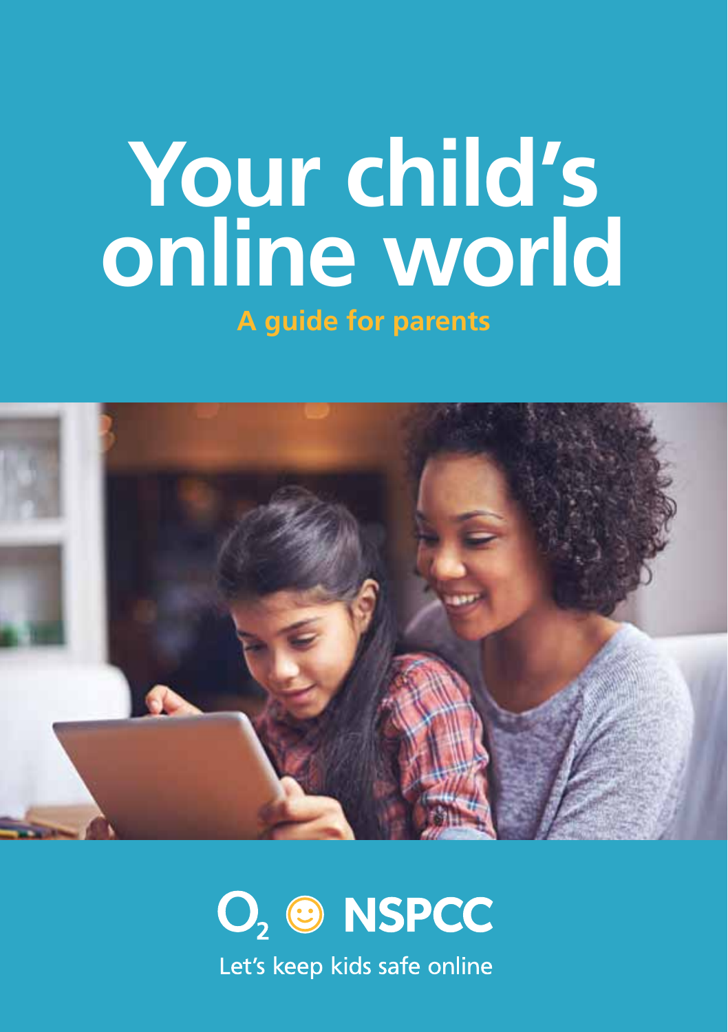# Your child's online world

**A guide for parents**

O2 NSPCC

Let's keep kids safe online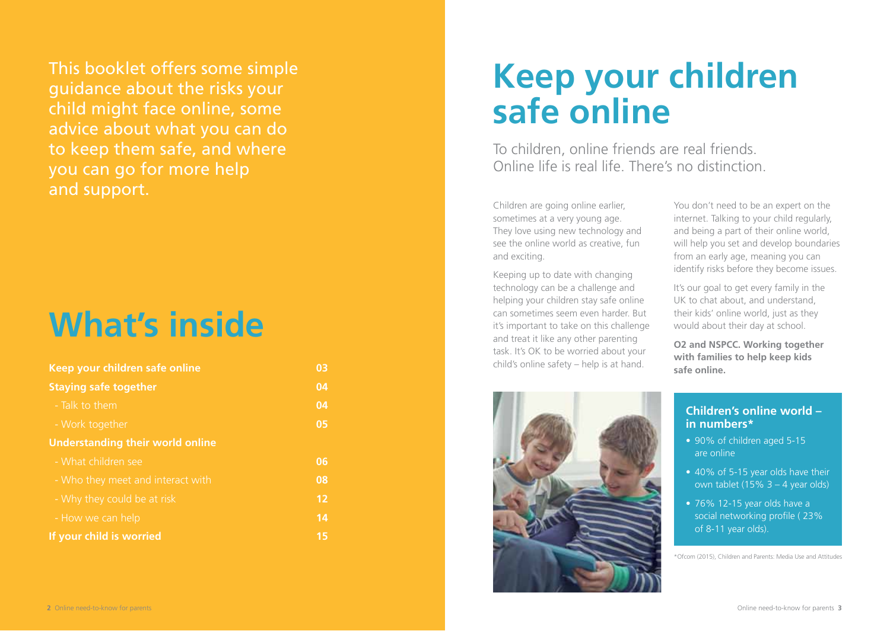This booklet offers some simple guidance about the risks your child might face online, some advice about what you can do to keep them safe, and where you can go for more help and support.

# What's inside

| | |
|---|---|
| **Keep your children safe online** | **03** |
| **Staying safe together** | **04** |
| - Talk to them | **04** |
| - Work together | **05** |
| **Understanding their world online** | |
| - What children see | **06** |
| - Who they meet and interact with | **08** |
| - Why they could be at risk | **12** |
| - How we can help | **14** |
| **If your child is worried** | **15** |

# Keep your children safe online

To children, online friends are real friends. Online life is real life. There's no distinction.

Children are going online earlier, sometimes at a very young age. They love using new technology and see the online world as creative, fun and exciting.

Keeping up to date with changing technology can be a challenge and helping your children stay safe online can sometimes seem even harder. But it's important to take on this challenge and treat it like any other parenting task. It's OK to be worried about your child's online safety – help is at hand.

You don't need to be an expert on the internet. Talking to your child regularly, and being a part of their online world, will help you set and develop boundaries from an early age, meaning you can identify risks before they become issues.

It's our goal to get every family in the UK to chat about, and understand, their kids' online world, just as they would about their day at school.

**O2 and NSPCC. Working together with families to help keep kids safe online.**

### Children's online world – in numbers*

- 90% of children aged 5-15 are online
- 40% of 5-15 year olds have their own tablet (15% 3 – 4 year olds)
- 76% 12-15 year olds have a social networking profile ( 23% of 8-11 year olds).

*Ofcom (2015), Children and Parents: Media Use and Attitudes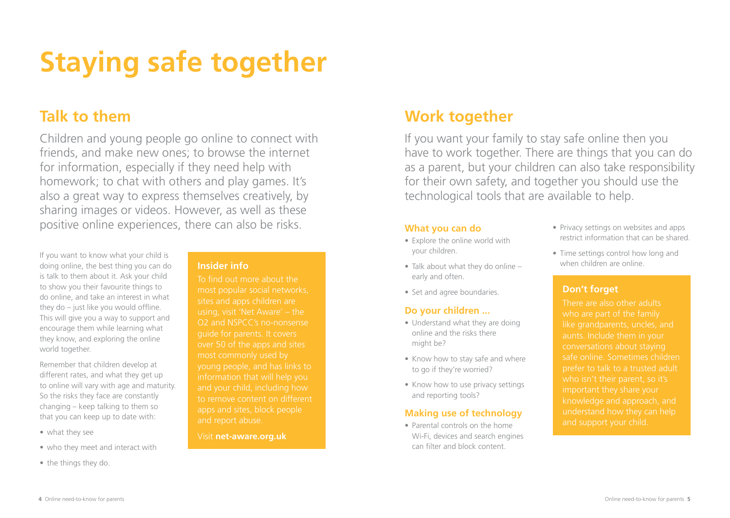# Staying safe together

## Talk to them

Children and young people go online to connect with friends, and make new ones; to browse the internet for information, especially if they need help with homework; to chat with others and play games. It's also a great way to express themselves creatively, by sharing images or videos. However, as well as these positive online experiences, there can also be risks.

If you want to know what your child is doing online, the best thing you can do is talk to them about it. Ask your child to show you their favourite things to do online, and take an interest in what they do – just like you would offline. This will give you a way to support and encourage them while learning what they know, and exploring the online world together.

Remember that children develop at different rates, and what they get up to online will vary with age and maturity. So the risks they face are constantly changing – keep talking to them so that you can keep up to date with:

- what they see
- who they meet and interact with
- the things they do.

### Insider info

To find out more about the most popular social networks, sites and apps children are using, visit 'Net Aware' – the O2 and NSPCC's no-nonsense guide for parents. It covers over 50 of the apps and sites most commonly used by young people, and has links to information that will help you and your child, including how to remove content on different apps and sites, block people and report abuse.

Visit **net-aware.org.uk**

## Work together

If you want your family to stay safe online then you have to work together. There are things that you can do as a parent, but your children can also take responsibility for their own safety, and together you should use the technological tools that are available to help.

### What you can do

- Explore the online world with your children.
- Talk about what they do online – early and often.
- Set and agree boundaries.

### Do your children ...

- Understand what they are doing online and the risks there might be?
- Know how to stay safe and where to go if they're worried?
- Know how to use privacy settings and reporting tools?

### Making use of technology

- Parental controls on the home Wi-Fi, devices and search engines can filter and block content.
- Privacy settings on websites and apps restrict information that can be shared.
- Time settings control how long and when children are online.

### Don't forget

There are also other adults who are part of the family like grandparents, uncles, and aunts. Include them in your conversations about staying safe online. Sometimes children prefer to talk to a trusted adult who isn't their parent, so it's important they share your knowledge and approach, and understand how they can help and support your child.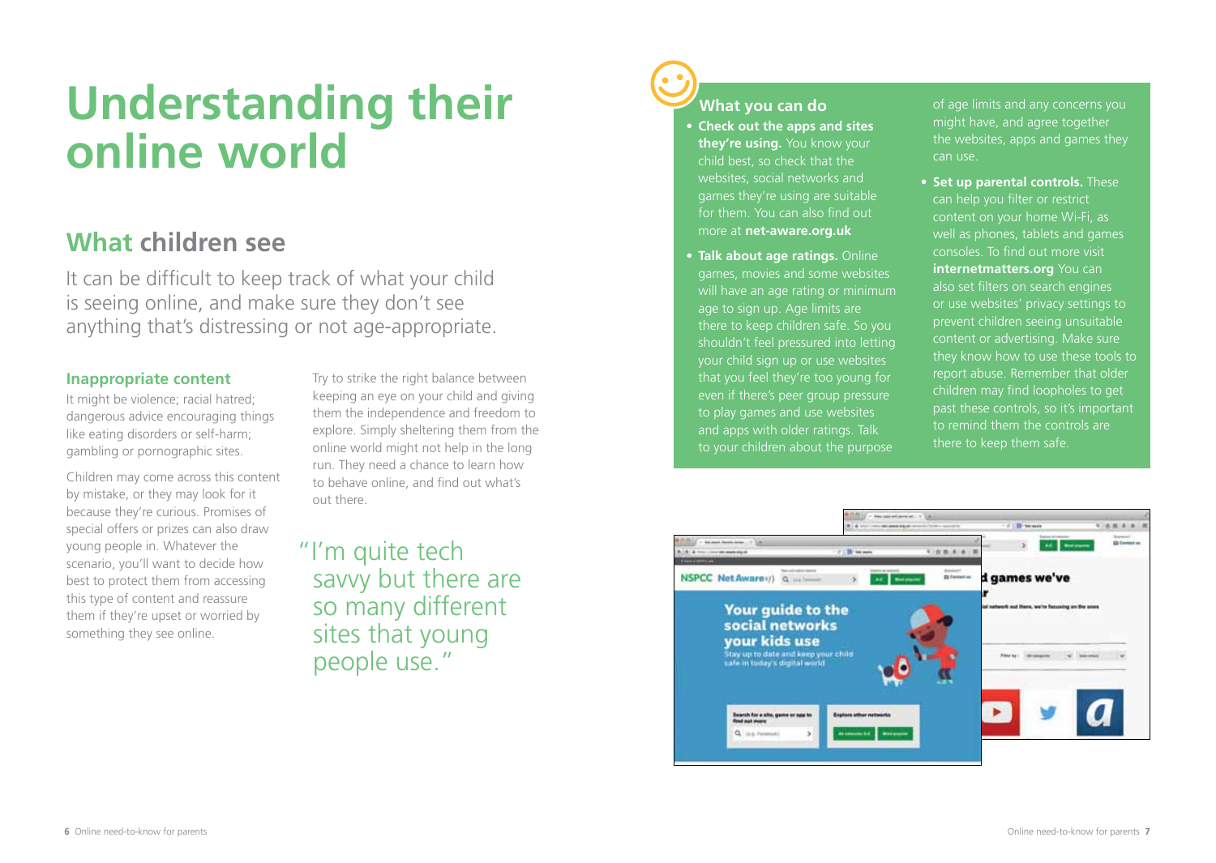# Understanding their online world

## What children see

It can be difficult to keep track of what your child is seeing online, and make sure they don't see anything that's distressing or not age-appropriate.

### Inappropriate content

It might be violence; racial hatred; dangerous advice encouraging things like eating disorders or self-harm; gambling or pornographic sites.

Children may come across this content by mistake, or they may look for it because they're curious. Promises of special offers or prizes can also draw young people in. Whatever the scenario, you'll want to decide how best to protect them from accessing this type of content and reassure them if they're upset or worried by something they see online.

Try to strike the right balance between keeping an eye on your child and giving them the independence and freedom to explore. Simply sheltering them from the online world might not help in the long run. They need a chance to learn how to behave online, and find out what's out there.

> "I'm quite tech savvy but there are so many different sites that young people use."

### What you can do

- **Check out the apps and sites they're using.** You know your child best, so check that the websites, social networks and games they're using are suitable for them. You can also find out more at **net-aware.org.uk**
- **Talk about age ratings.** Online games, movies and some websites will have an age rating or minimum age to sign up. Age limits are there to keep children safe. So you shouldn't feel pressured into letting your child sign up or use websites that you feel they're too young for even if there's peer group pressure to play games and use websites and apps with older ratings. Talk to your children about the purpose of age limits and any concerns you might have, and agree together the websites, apps and games they can use.
- **Set up parental controls.** These can help you filter or restrict content on your home Wi-Fi, as well as phones, tablets and games consoles. To find out more visit **internetmatters.org** You can also set filters on search engines or use websites' privacy settings to prevent children seeing unsuitable content or advertising. Make sure they know how to use these tools to report abuse. Remember that older children may find loopholes to get past these controls, so it's important to remind them the controls are there to keep them safe.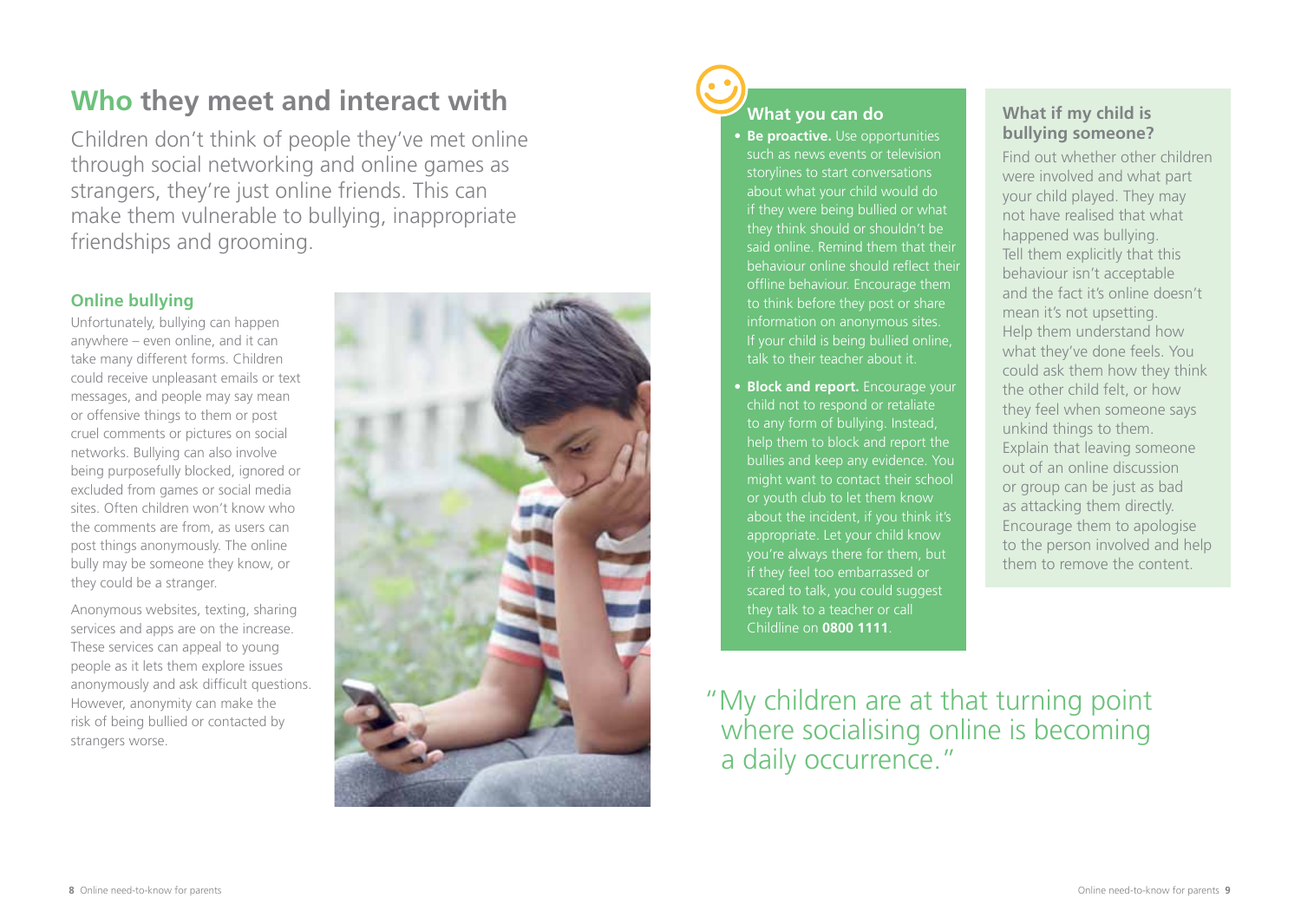## Who they meet and interact with

Children don't think of people they've met online through social networking and online games as strangers, they're just online friends. This can make them vulnerable to bullying, inappropriate friendships and grooming.

### Online bullying

Unfortunately, bullying can happen anywhere – even online, and it can take many different forms. Children could receive unpleasant emails or text messages, and people may say mean or offensive things to them or post cruel comments or pictures on social networks. Bullying can also involve being purposefully blocked, ignored or excluded from games or social media sites. Often children won't know who the comments are from, as users can post things anonymously. The online bully may be someone they know, or they could be a stranger.

Anonymous websites, texting, sharing services and apps are on the increase. These services can appeal to young people as it lets them explore issues anonymously and ask difficult questions. However, anonymity can make the risk of being bullied or contacted by strangers worse.

### What you can do

- **Be proactive.** Use opportunities such as news events or television storylines to start conversations about what your child would do if they were being bullied or what they think should or shouldn't be said online. Remind them that their behaviour online should reflect their offline behaviour. Encourage them to think before they post or share information on anonymous sites. If your child is being bullied online, talk to their teacher about it.
- **Block and report.** Encourage your child not to respond or retaliate to any form of bullying. Instead, help them to block and report the bullies and keep any evidence. You might want to contact their school or youth club to let them know about the incident, if you think it's appropriate. Let your child know you're always there for them, but if they feel too embarrassed or scared to talk, you could suggest they talk to a teacher or call Childline on **0800 1111**.

### What if my child is bullying someone?

Find out whether other children were involved and what part your child played. They may not have realised that what happened was bullying. Tell them explicitly that this behaviour isn't acceptable and the fact it's online doesn't mean it's not upsetting. Help them understand how what they've done feels. You could ask them how they think the other child felt, or how they feel when someone says unkind things to them. Explain that leaving someone out of an online discussion or group can be just as bad as attacking them directly. Encourage them to apologise to the person involved and help them to remove the content.

"My children are at that turning point where socialising online is becoming a daily occurrence."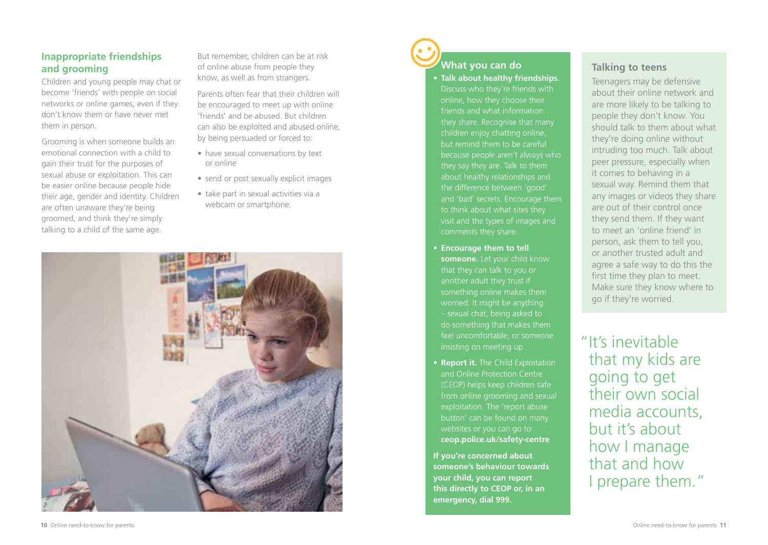## Inappropriate friendships and grooming

Children and young people may chat or become 'friends' with people on social networks or online games, even if they don't know them or have never met them in person.

Grooming is when someone builds an emotional connection with a child to gain their trust for the purposes of sexual abuse or exploitation. This can be easier online because people hide their age, gender and identity. Children are often unaware they're being groomed, and think they're simply talking to a child of the same age.

But remember, children can be at risk of online abuse from people they know, as well as from strangers.

Parents often fear that their children will be encouraged to meet up with online 'friends' and be abused. But children can also be exploited and abused online, by being persuaded or forced to:

- have sexual conversations by text or online
- send or post sexually explicit images
- take part in sexual activities via a webcam or smartphone.

### What you can do

- **Talk about healthy friendships.** Discuss who they're friends with online, how they choose their friends and what information they share. Recognise that many children enjoy chatting online, but remind them to be careful because people aren't always who they say they are. Talk to them about healthy relationships and the difference between 'good' and 'bad' secrets. Encourage them to think about what sites they visit and the types of images and comments they share.
- **Encourage them to tell someone.** Let your child know that they can talk to you or another adult they trust if something online makes them worried. It might be anything – sexual chat, being asked to do something that makes them feel uncomfortable, or someone insisting on meeting up.
- **Report it.** The Child Exploitation and Online Protection Centre (CEOP) helps keep children safe from online grooming and sexual exploitation. The 'report abuse button' can be found on many websites or you can go to: **ceop.police.uk/safety-centre**

**If you're concerned about someone's behaviour towards your child, you can report this directly to CEOP or, in an emergency, dial 999.**

### Talking to teens

Teenagers may be defensive about their online network and are more likely to be talking to people they don't know. You should talk to them about what they're doing online without intruding too much. Talk about peer pressure, especially when it comes to behaving in a sexual way. Remind them that any images or videos they share are out of their control once they send them. If they want to meet an 'online friend' in person, ask them to tell you, or another trusted adult and agree a safe way to do this the first time they plan to meet. Make sure they know where to go if they're worried.

"It's inevitable that my kids are going to get their own social media accounts, but it's about how I manage that and how I prepare them."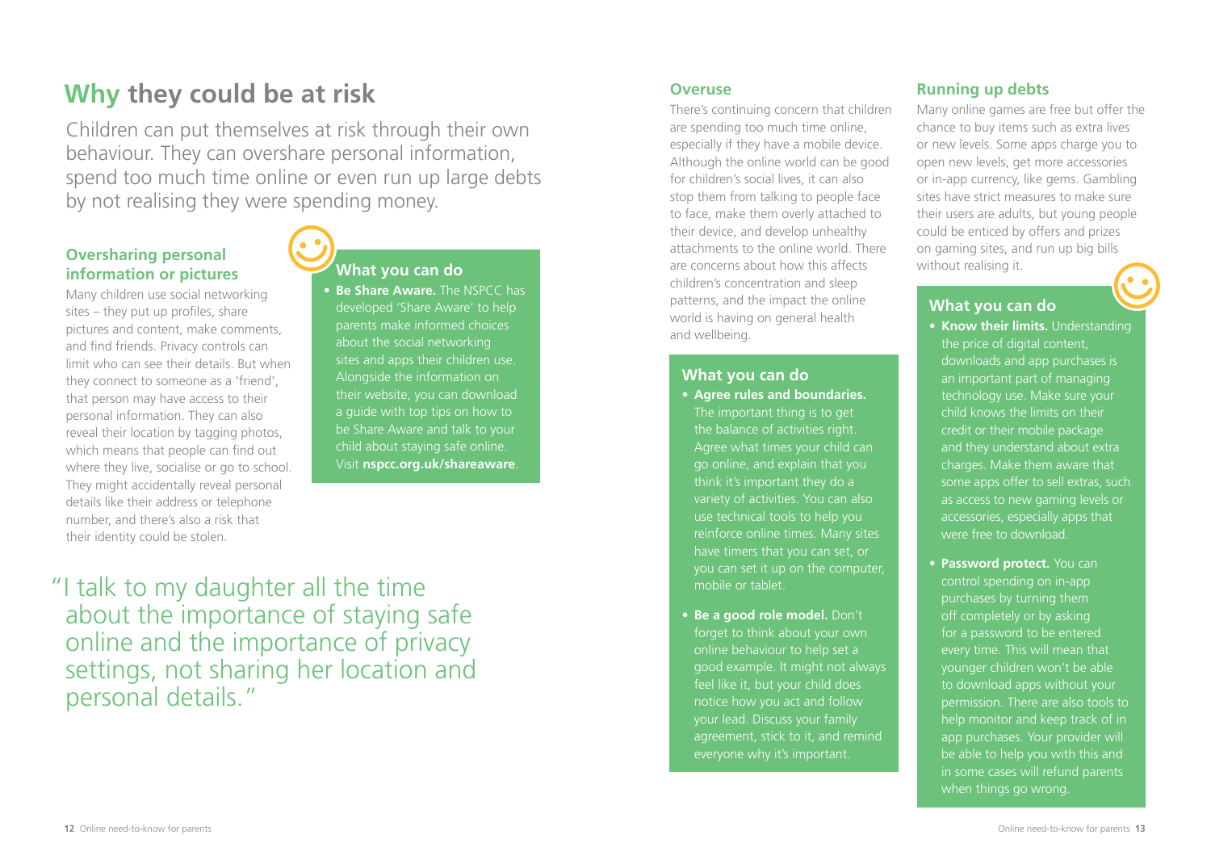# Why they could be at risk

Children can put themselves at risk through their own behaviour. They can overshare personal information, spend too much time online or even run up large debts by not realising they were spending money.

### Oversharing personal information or pictures

Many children use social networking sites – they put up profiles, share pictures and content, make comments, and find friends. Privacy controls can limit who can see their details. But when they connect to someone as a 'friend', that person may have access to their personal information. They can also reveal their location by tagging photos, which means that people can find out where they live, socialise or go to school. They might accidentally reveal personal details like their address or telephone number, and there's also a risk that their identity could be stolen.

#### What you can do

- **Be Share Aware.** The NSPCC has developed 'Share Aware' to help parents make informed choices about the social networking sites and apps their children use. Alongside the information on their website, you can download a guide with top tips on how to be Share Aware and talk to your child about staying safe online. Visit **nspcc.org.uk/shareaware**.

"I talk to my daughter all the time about the importance of staying safe online and the importance of privacy settings, not sharing her location and personal details."

### Overuse

There's continuing concern that children are spending too much time online, especially if they have a mobile device. Although the online world can be good for children's social lives, it can also stop them from talking to people face to face, make them overly attached to their device, and develop unhealthy attachments to the online world. There are concerns about how this affects children's concentration and sleep patterns, and the impact the online world is having on general health and wellbeing.

#### What you can do

- **Agree rules and boundaries.** The important thing is to get the balance of activities right. Agree what times your child can go online, and explain that you think it's important they do a variety of activities. You can also use technical tools to help you reinforce online times. Many sites have timers that you can set, or you can set it up on the computer, mobile or tablet.
- **Be a good role model.** Don't forget to think about your own online behaviour to help set a good example. It might not always feel like it, but your child does notice how you act and follow your lead. Discuss your family agreement, stick to it, and remind everyone why it's important.

### Running up debts

Many online games are free but offer the chance to buy items such as extra lives or new levels. Some apps charge you to open new levels, get more accessories or in-app currency, like gems. Gambling sites have strict measures to make sure their users are adults, but young people could be enticed by offers and prizes on gaming sites, and run up big bills without realising it.

#### What you can do

- **Know their limits.** Understanding the price of digital content, downloads and app purchases is an important part of managing technology use. Make sure your child knows the limits on their credit or their mobile package and they understand about extra charges. Make them aware that some apps offer to sell extras, such as access to new gaming levels or accessories, especially apps that were free to download.
- **Password protect.** You can control spending on in-app purchases by turning them off completely or by asking for a password to be entered every time. This will mean that younger children won't be able to download apps without your permission. There are also tools to help monitor and keep track of in app purchases. Your provider will be able to help you with this and in some cases will refund parents when things go wrong.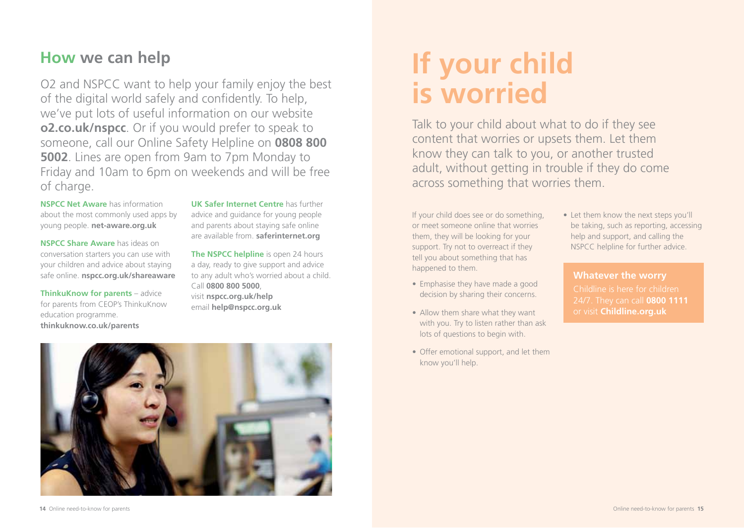## How we can help

O2 and NSPCC want to help your family enjoy the best of the digital world safely and confidently. To help, we've put lots of useful information on our website **o2.co.uk/nspcc**. Or if you would prefer to speak to someone, call our Online Safety Helpline on **0808 800 5002**. Lines are open from 9am to 7pm Monday to Friday and 10am to 6pm on weekends and will be free of charge.

**NSPCC Net Aware** has information about the most commonly used apps by young people. **net-aware.org.uk**

**NSPCC Share Aware** has ideas on conversation starters you can use with your children and advice about staying safe online. **nspcc.org.uk/shareaware**

**ThinkuKnow for parents** – advice for parents from CEOP's ThinkuKnow education programme. **thinkuknow.co.uk/parents**

**UK Safer Internet Centre** has further advice and guidance for young people and parents about staying safe online are available from. **saferinternet.org**

**The NSPCC helpline** is open 24 hours a day, ready to give support and advice to any adult who's worried about a child. Call **0800 800 5000**, visit **nspcc.org.uk/help** email **help@nspcc.org.uk**

# If your child is worried

Talk to your child about what to do if they see content that worries or upsets them. Let them know they can talk to you, or another trusted adult, without getting in trouble if they do come across something that worries them.

If your child does see or do something, or meet someone online that worries them, they will be looking for your support. Try not to overreact if they tell you about something that has happened to them.

- Emphasise they have made a good decision by sharing their concerns.
- Allow them share what they want with you. Try to listen rather than ask lots of questions to begin with.
- Offer emotional support, and let them know you'll help.
- Let them know the next steps you'll be taking, such as reporting, accessing help and support, and calling the NSPCC helpline for further advice.

**Whatever the worry**

Childline is here for children 24/7. They can call **0800 1111** or visit **Childline.org.uk**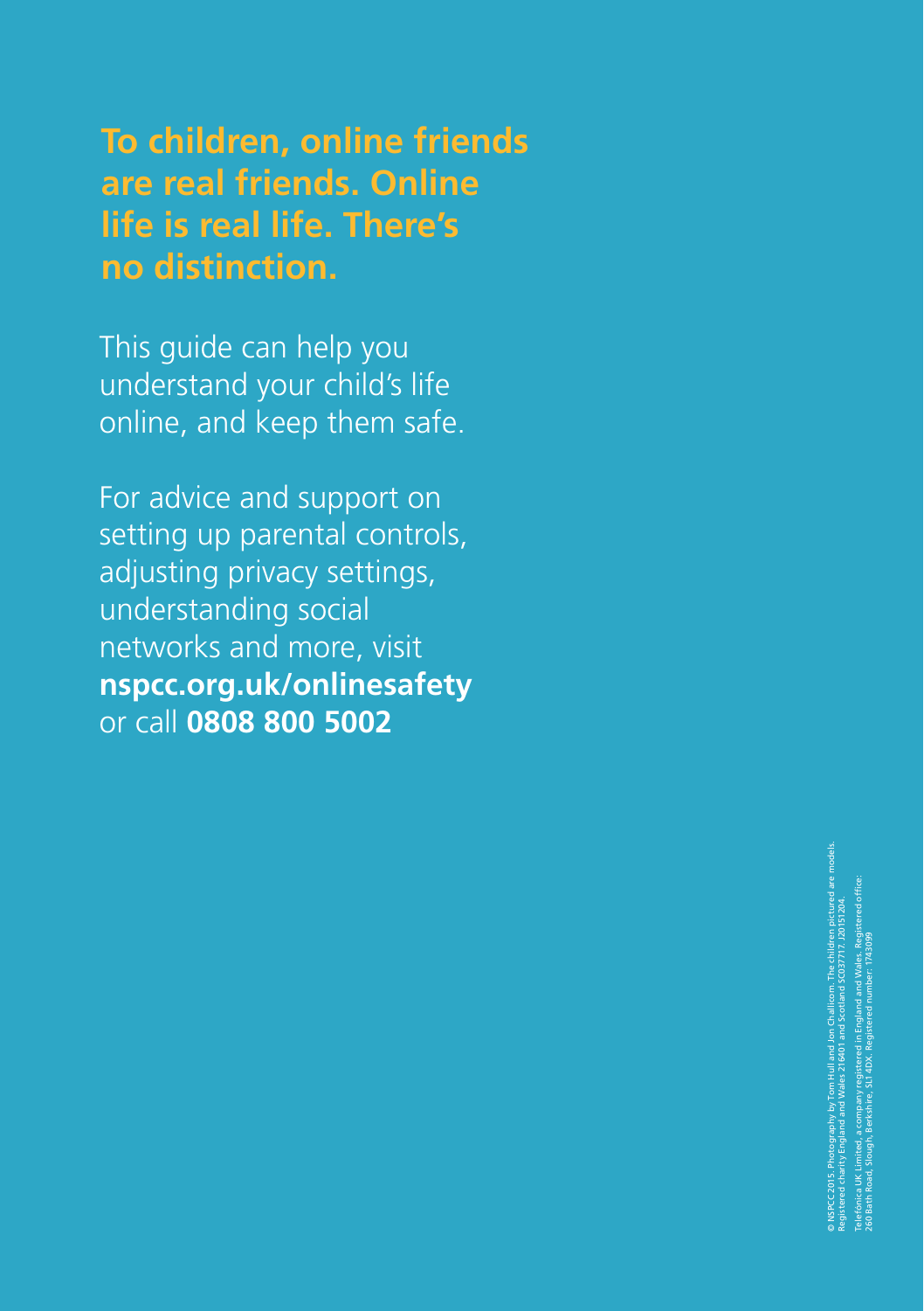## To children, online friends are real friends. Online life is real life. There's no distinction.

This guide can help you understand your child's life online, and keep them safe.

For advice and support on setting up parental controls, adjusting privacy settings, understanding social networks and more, visit **nspcc.org.uk/onlinesafety** or call **0808 800 5002**

© NSPCC 2015. Photography by Tom Hull and Jon Challicom. The children pictured are models. Registered charity England and Wales 216401 and Scotland SC037717. J20151204.

Telefónica UK Limited, a company registered in England and Wales. Registered office: 260 Bath Road, Slough, Berkshire, SL1 4DX. Registered number: 1743099